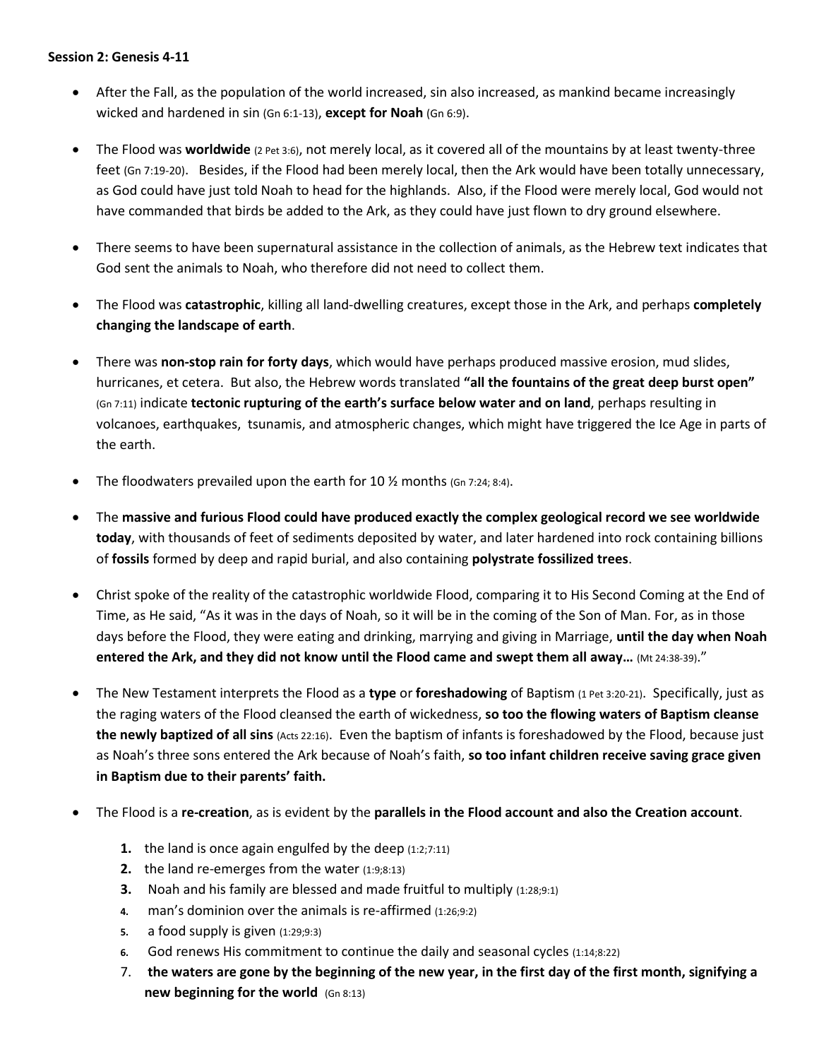**Session 2: Genesis 4-11**

- After the Fall, as the population of the world increased, sin also increased, as mankind became increasingly wicked and hardened in sin (Gn 6:1-13), **except for Noah** (Gn 6:9).

- The Flood was **worldwide** (2 Pet 3:6), not merely local, as it covered all of the mountains by at least twenty-three feet (Gn 7:19-20). Besides, if the Flood had been merely local, then the Ark would have been totally unnecessary, as God could have just told Noah to head for the highlands. Also, if the Flood were merely local, God would not have commanded that birds be added to the Ark, as they could have just flown to dry ground elsewhere.

- There seems to have been supernatural assistance in the collection of animals, as the Hebrew text indicates that God sent the animals to Noah, who therefore did not need to collect them.

- The Flood was **catastrophic**, killing all land-dwelling creatures, except those in the Ark, and perhaps **completely changing the landscape of earth**.

- There was **non-stop rain for forty days**, which would have perhaps produced massive erosion, mud slides, hurricanes, et cetera. But also, the Hebrew words translated **"all the fountains of the great deep burst open"** (Gn 7:11) indicate **tectonic rupturing of the earth's surface below water and on land**, perhaps resulting in volcanoes, earthquakes, tsunamis, and atmospheric changes, which might have triggered the Ice Age in parts of the earth.

- The floodwaters prevailed upon the earth for 10 ½ months (Gn 7:24; 8:4).

- The **massive and furious Flood could have produced exactly the complex geological record we see worldwide today**, with thousands of feet of sediments deposited by water, and later hardened into rock containing billions of **fossils** formed by deep and rapid burial, and also containing **polystrate fossilized trees**.

- Christ spoke of the reality of the catastrophic worldwide Flood, comparing it to His Second Coming at the End of Time, as He said, "As it was in the days of Noah, so it will be in the coming of the Son of Man. For, as in those days before the Flood, they were eating and drinking, marrying and giving in Marriage, **until the day when Noah entered the Ark, and they did not know until the Flood came and swept them all away…** (Mt 24:38-39)."

- The New Testament interprets the Flood as a **type** or **foreshadowing** of Baptism (1 Pet 3:20-21). Specifically, just as the raging waters of the Flood cleansed the earth of wickedness, **so too the flowing waters of Baptism cleanse the newly baptized of all sins** (Acts 22:16). Even the baptism of infants is foreshadowed by the Flood, because just as Noah's three sons entered the Ark because of Noah's faith, **so too infant children receive saving grace given in Baptism due to their parents' faith.**

- The Flood is a **re-creation**, as is evident by the **parallels in the Flood account and also the Creation account**.
  1. the land is once again engulfed by the deep (1:2;7:11)
  2. the land re-emerges from the water (1:9;8:13)
  3. Noah and his family are blessed and made fruitful to multiply (1:28;9:1)
  4. man's dominion over the animals is re-affirmed (1:26;9:2)
  5. a food supply is given (1:29;9:3)
  6. God renews His commitment to continue the daily and seasonal cycles (1:14;8:22)
  7. **the waters are gone by the beginning of the new year, in the first day of the first month, signifying a new beginning for the world** (Gn 8:13)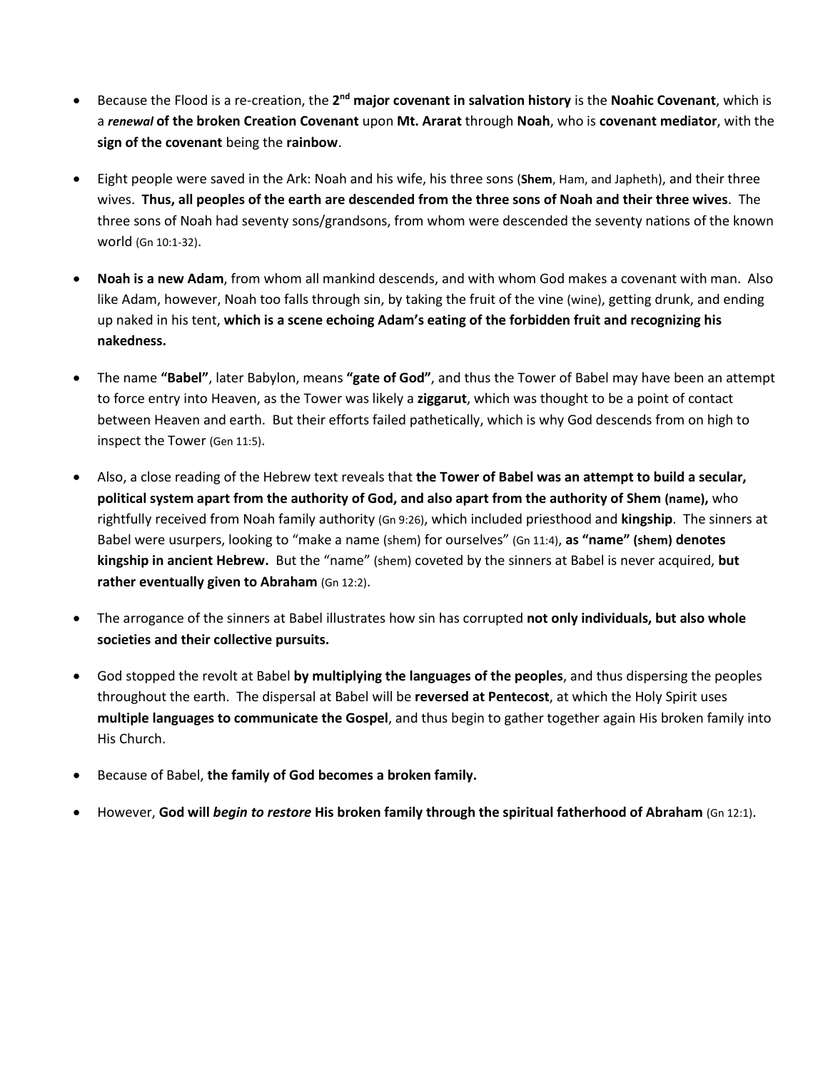- Because the Flood is a re-creation, the **2nd major covenant in salvation history** is the **Noahic Covenant**, which is a ***renewal*** **of the broken Creation Covenant** upon **Mt. Ararat** through **Noah**, who is **covenant mediator**, with the **sign of the covenant** being the **rainbow**.

- Eight people were saved in the Ark: Noah and his wife, his three sons (**Shem**, Ham, and Japheth), and their three wives. **Thus, all peoples of the earth are descended from the three sons of Noah and their three wives**. The three sons of Noah had seventy sons/grandsons, from whom were descended the seventy nations of the known world (Gn 10:1-32).

- **Noah is a new Adam**, from whom all mankind descends, and with whom God makes a covenant with man. Also like Adam, however, Noah too falls through sin, by taking the fruit of the vine (wine), getting drunk, and ending up naked in his tent, **which is a scene echoing Adam's eating of the forbidden fruit and recognizing his nakedness.**

- The name **"Babel"**, later Babylon, means **"gate of God"**, and thus the Tower of Babel may have been an attempt to force entry into Heaven, as the Tower was likely a **ziggarut**, which was thought to be a point of contact between Heaven and earth. But their efforts failed pathetically, which is why God descends from on high to inspect the Tower (Gen 11:5).

- Also, a close reading of the Hebrew text reveals that **the Tower of Babel was an attempt to build a secular, political system apart from the authority of God, and also apart from the authority of Shem (name),** who rightfully received from Noah family authority (Gn 9:26), which included priesthood and **kingship**. The sinners at Babel were usurpers, looking to "make a name (shem) for ourselves" (Gn 11:4), **as "name" (shem) denotes kingship in ancient Hebrew.** But the "name" (shem) coveted by the sinners at Babel is never acquired, **but rather eventually given to Abraham** (Gn 12:2).

- The arrogance of the sinners at Babel illustrates how sin has corrupted **not only individuals, but also whole societies and their collective pursuits.**

- God stopped the revolt at Babel **by multiplying the languages of the peoples**, and thus dispersing the peoples throughout the earth. The dispersal at Babel will be **reversed at Pentecost**, at which the Holy Spirit uses **multiple languages to communicate the Gospel**, and thus begin to gather together again His broken family into His Church.

- Because of Babel, **the family of God becomes a broken family.**

- However, **God will *begin to restore* His broken family through the spiritual fatherhood of Abraham** (Gn 12:1).